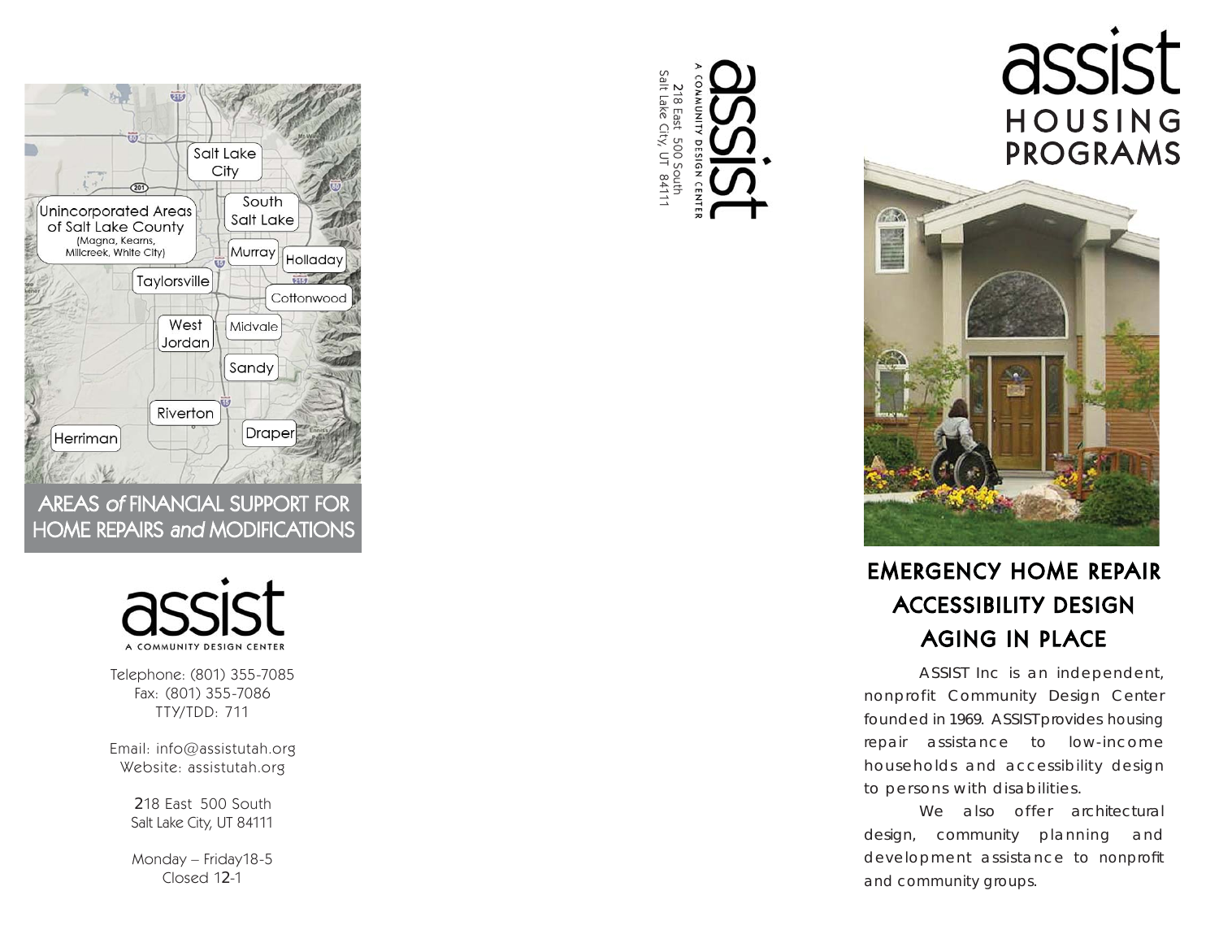Salt Lake City

South Salt Lake

Unincorporated Areas of Salt Lake County (Magna, Kearns, Millcreek, White City)

Murray

Holladay

Taylorsville

Cottonwood

West Jordan

Midvale

Sandy

Riverton

Herriman

Draper

## AREAS *of* FINANCIAL SUPPORT FOR HOME REPAIRS *and* MODIFICATIONS

assist

A COMMUNITY DESIGN CENTER

Telephone: (801) 355-7085
Fax: (801) 355-7086
TTY/TDD: 711

Email: info@assistutah.org
Website: assistutah.org

218 East 500 South
Salt Lake City, UT 84111

Monday – Friday18-5
Closed 12-1

assist
A COMMUNITY DESIGN CENTER
218 East 500 South
Salt Lake City, UT 84111

# assist HOUSING PROGRAMS

## EMERGENCY HOME REPAIR
## ACCESSIBILITY DESIGN
## AGING IN PLACE

ASSIST Inc is an independent, nonprofit Community Design Center founded in 1969. ASSIST provides housing repair assistance to low-income households and accessibility design to persons with disabilities.

We also offer architectural design, community planning and development assistance to nonprofit and community groups.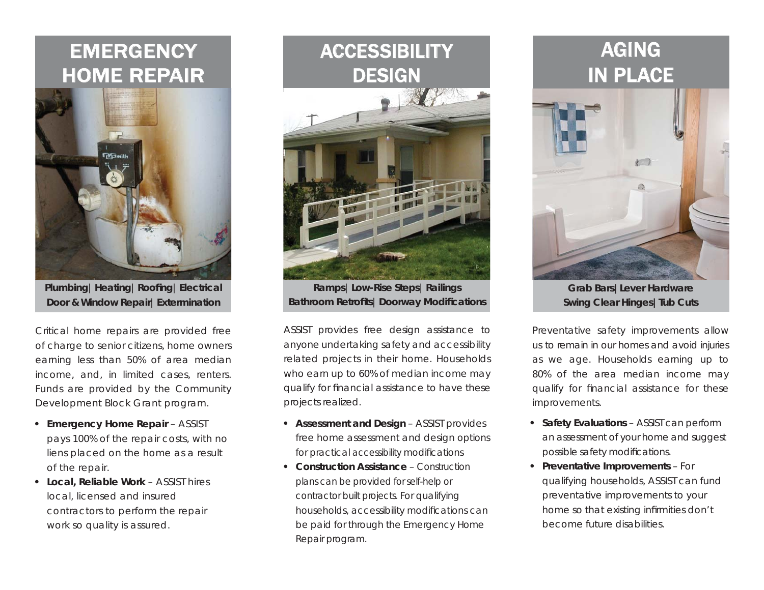## EMERGENCY HOME REPAIR

**Plumbing| Heating| Roofing| Electrical Door & Window Repair| Extermination**

Critical home repairs are provided free of charge to senior citizens, home owners earning less than 50% of area median income, and, in limited cases, renters. Funds are provided by the Community Development Block Grant program.

- **Emergency Home Repair** – ASSIST pays 100% of the repair costs, with no liens placed on the home as a result of the repair.
- **Local, Reliable Work** – ASSIST hires local, licensed and insured contractors to perform the repair work so quality is assured.

## ACCESSIBILITY DESIGN

**Ramps| Low-Rise Steps| Railings Bathroom Retrofits| Doorway Modifications**

ASSIST provides free design assistance to anyone undertaking safety and accessibility related projects in their home. Households who earn up to 60% of median income may qualify for financial assistance to have these projects realized.

- **Assessment and Design** – ASSIST provides free home assessment and design options for practical accessibility modifications
- **Construction Assistance** – Construction plans can be provided for self-help or contractor built projects. For qualifying households, accessibility modifications can be paid for through the Emergency Home Repair program.

## AGING IN PLACE

**Grab Bars| Lever Hardware Swing Clear Hinges| Tub Cuts**

Preventative safety improvements allow us to remain in our homes and avoid injuries as we age. Households earning up to 80% of the area median income may qualify for financial assistance for these improvements.

- **Safety Evaluations** – ASSIST can perform an assessment of your home and suggest possible safety modifications.
- **Preventative Improvements** – For qualifying households, ASSIST can fund preventative improvements to your home so that existing infirmities don't become future disabilities.